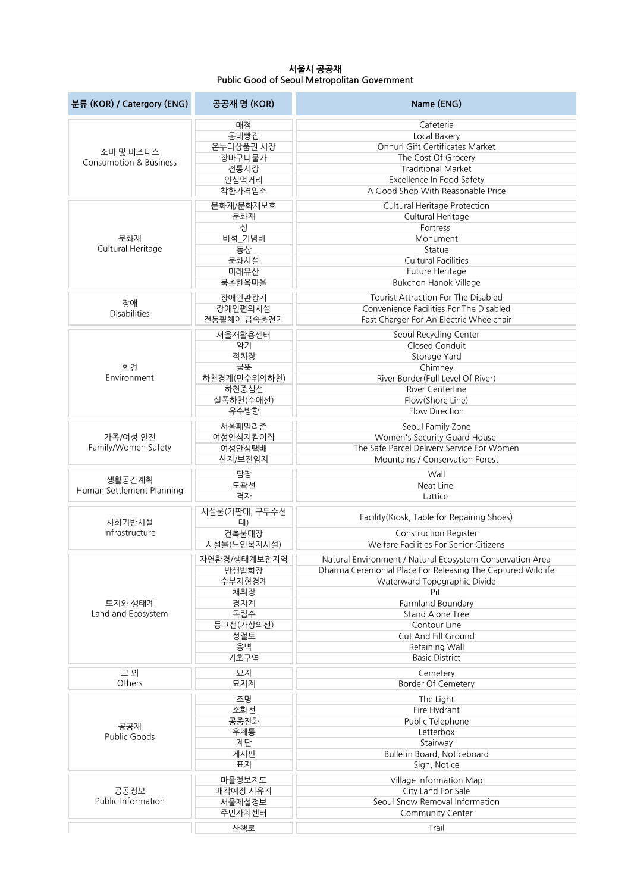## 서울시 공공재
## Public Good of Seoul Metropolitan Government

| 분류 (KOR) / Catergory (ENG) | 공공재 명 (KOR) | Name (ENG) |
|---|---|---|
| 소비 및 비즈니스 Consumption & Business | 매점 | Cafeteria |
| | 동네빵집 | Local Bakery |
| | 온누리상품권 시장 | Onnuri Gift Certificates Market |
| | 장바구니물가 | The Cost Of Grocery |
| | 전통시장 | Traditional Market |
| | 안심먹거리 | Excellence In Food Safety |
| | 착한가격업소 | A Good Shop With Reasonable Price |
| 문화재 Cultural Heritage | 문화재/문화재보호 | Cultural Heritage Protection |
| | 문화재 | Cultural Heritage |
| | 성 | Fortress |
| | 비석_기념비 | Monument |
| | 동상 | Statue |
| | 문화시설 | Cultural Facilities |
| | 미래유산 | Future Heritage |
| | 북촌한옥마을 | Bukchon Hanok Village |
| 장애 Disabilities | 장애인관광지 | Tourist Attraction For The Disabled |
| | 장애인편의시설 | Convenience Facilities For The Disabled |
| | 전동휠체어 급속충전기 | Fast Charger For An Electric Wheelchair |
| 환경 Environment | 서울재활용센터 | Seoul Recycling Center |
| | 암거 | Closed Conduit |
| | 적치장 | Storage Yard |
| | 굴뚝 | Chimney |
| | 하천경계(만수위의하천) | River Border(Full Level Of River) |
| | 하천중심선 | River Centerline |
| | 실폭하천(수애선) | Flow(Shore Line) |
| | 유수방향 | Flow Direction |
| 가족/여성 안전 Family/Women Safety | 서울패밀리존 | Seoul Family Zone |
| | 여성안심지킴이집 | Women's Security Guard House |
| | 여성안심택배 | The Safe Parcel Delivery Service For Women |
| | 산지/보전임지 | Mountains / Conservation Forest |
| 생활공간계획 Human Settlement Planning | 담장 | Wall |
| | 도곽선 | Neat Line |
| | 격자 | Lattice |
| 사회기반시설 Infrastructure | 시설물(가판대, 구두수선대) | Facility(Kiosk, Table for Repairing Shoes) |
| | 건축물대장 | Construction Register |
| | 시설물(노인복지시설) | Welfare Facilities For Senior Citizens |
| 토지와 생태계 Land and Ecosystem | 자연환경/생태계보전지역 | Natural Environment / Natural Ecosystem Conservation Area |
| | 방생법회장 | Dharma Ceremonial Place For Releasing The Captured Wildlife |
| | 수부지형경계 | Waterward Topographic Divide |
| | 채취장 | Pit |
| | 경지계 | Farmland Boundary |
| | 독립수 | Stand Alone Tree |
| | 등고선(가상의선) | Contour Line |
| | 성절토 | Cut And Fill Ground |
| | 옹벽 | Retaining Wall |
| | 기초구역 | Basic District |
| 그 외 Others | 묘지 | Cemetery |
| | 묘지계 | Border Of Cemetery |
| 공공재 Public Goods | 조명 | The Light |
| | 소화전 | Fire Hydrant |
| | 공중전화 | Public Telephone |
| | 우체통 | Letterbox |
| | 계단 | Stairway |
| | 게시판 | Bulletin Board, Noticeboard |
| | 표지 | Sign, Notice |
| 공공정보 Public Information | 마을정보지도 | Village Information Map |
| | 매각예정 시유지 | City Land For Sale |
| | 서울제설정보 | Seoul Snow Removal Information |
| | 주민자치센터 | Community Center |
| | 산책로 | Trail |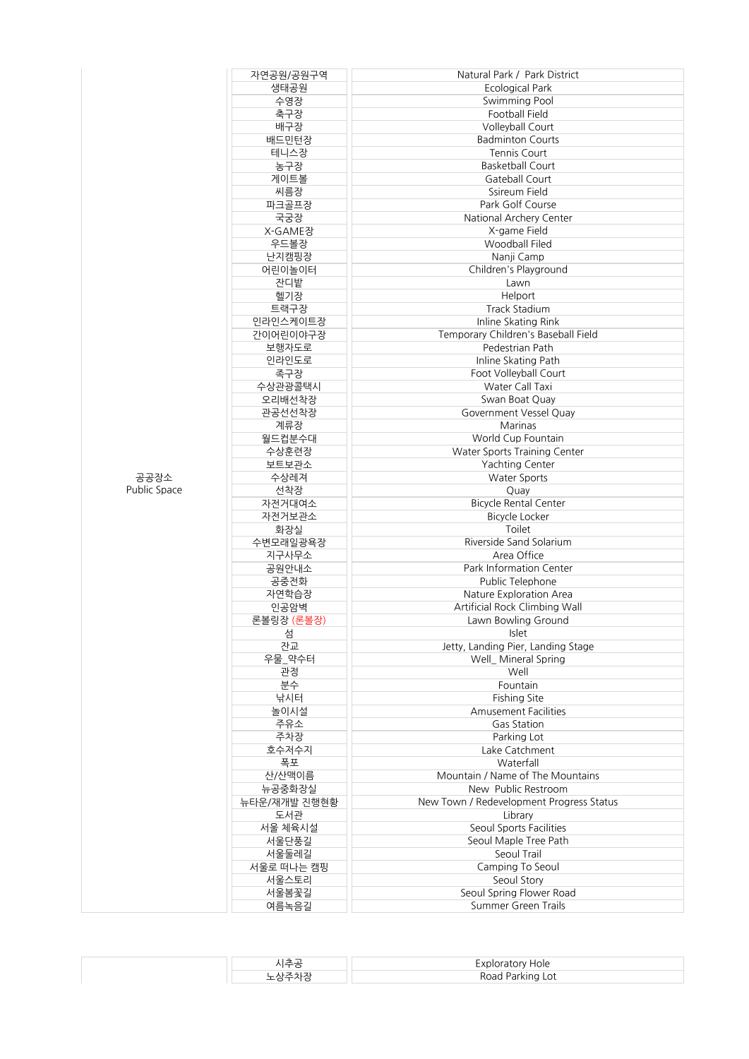| | | |
|---|---|---|
| 공공장소<br>Public Space | 자연공원/공원구역 | Natural Park / Park District |
| | 생태공원 | Ecological Park |
| | 수영장 | Swimming Pool |
| | 축구장 | Football Field |
| | 배구장 | Volleyball Court |
| | 배드민턴장 | Badminton Courts |
| | 테니스장 | Tennis Court |
| | 농구장 | Basketball Court |
| | 게이트볼 | Gateball Court |
| | 씨름장 | Ssireum Field |
| | 파크골프장 | Park Golf Course |
| | 국궁장 | National Archery Center |
| | X-GAME장 | X-game Field |
| | 우드볼장 | Woodball Filed |
| | 난지캠핑장 | Nanji Camp |
| | 어린이놀이터 | Children's Playground |
| | 잔디밭 | Lawn |
| | 헬기장 | Helport |
| | 트랙구장 | Track Stadium |
| | 인라인스케이트장 | Inline Skating Rink |
| | 간이어린이야구장 | Temporary Children's Baseball Field |
| | 보행자도로 | Pedestrian Path |
| | 인라인도로 | Inline Skating Path |
| | 족구장 | Foot Volleyball Court |
| | 수상관광콜택시 | Water Call Taxi |
| | 오리배선착장 | Swan Boat Quay |
| | 관공선선착장 | Government Vessel Quay |
| | 계류장 | Marinas |
| | 월드컵분수대 | World Cup Fountain |
| | 수상훈련장 | Water Sports Training Center |
| | 보트보관소 | Yachting Center |
| | 수상레저 | Water Sports |
| | 선착장 | Quay |
| | 자전거대여소 | Bicycle Rental Center |
| | 자전거보관소 | Bicycle Locker |
| | 화장실 | Toilet |
| | 수변모래일광욕장 | Riverside Sand Solarium |
| | 지구사무소 | Area Office |
| | 공원안내소 | Park Information Center |
| | 공중전화 | Public Telephone |
| | 자연학습장 | Nature Exploration Area |
| | 인공암벽 | Artificial Rock Climbing Wall |
| | 론볼링장 (론볼장) | Lawn Bowling Ground |
| | 섬 | Islet |
| | 잔교 | Jetty, Landing Pier, Landing Stage |
| | 우물_약수터 | Well_ Mineral Spring |
| | 관정 | Well |
| | 분수 | Fountain |
| | 낚시터 | Fishing Site |
| | 놀이시설 | Amusement Facilities |
| | 주유소 | Gas Station |
| | 주차장 | Parking Lot |
| | 호수저수지 | Lake Catchment |
| | 폭포 | Waterfall |
| | 산/산맥이름 | Mountain / Name of The Mountains |
| | 뉴공중화장실 | New Public Restroom |
| | 뉴타운/재개발 진행현황 | New Town / Redevelopment Progress Status |
| | 도서관 | Library |
| | 서울 체육시설 | Seoul Sports Facilities |
| | 서울단풍길 | Seoul Maple Tree Path |
| | 서울둘레길 | Seoul Trail |
| | 서울로 떠나는 캠핑 | Camping To Seoul |
| | 서울스토리 | Seoul Story |
| | 서울봄꽃길 | Seoul Spring Flower Road |
| | 여름녹음길 | Summer Green Trails |
| | 시추공 | Exploratory Hole |
| | 노상주차장 | Road Parking Lot |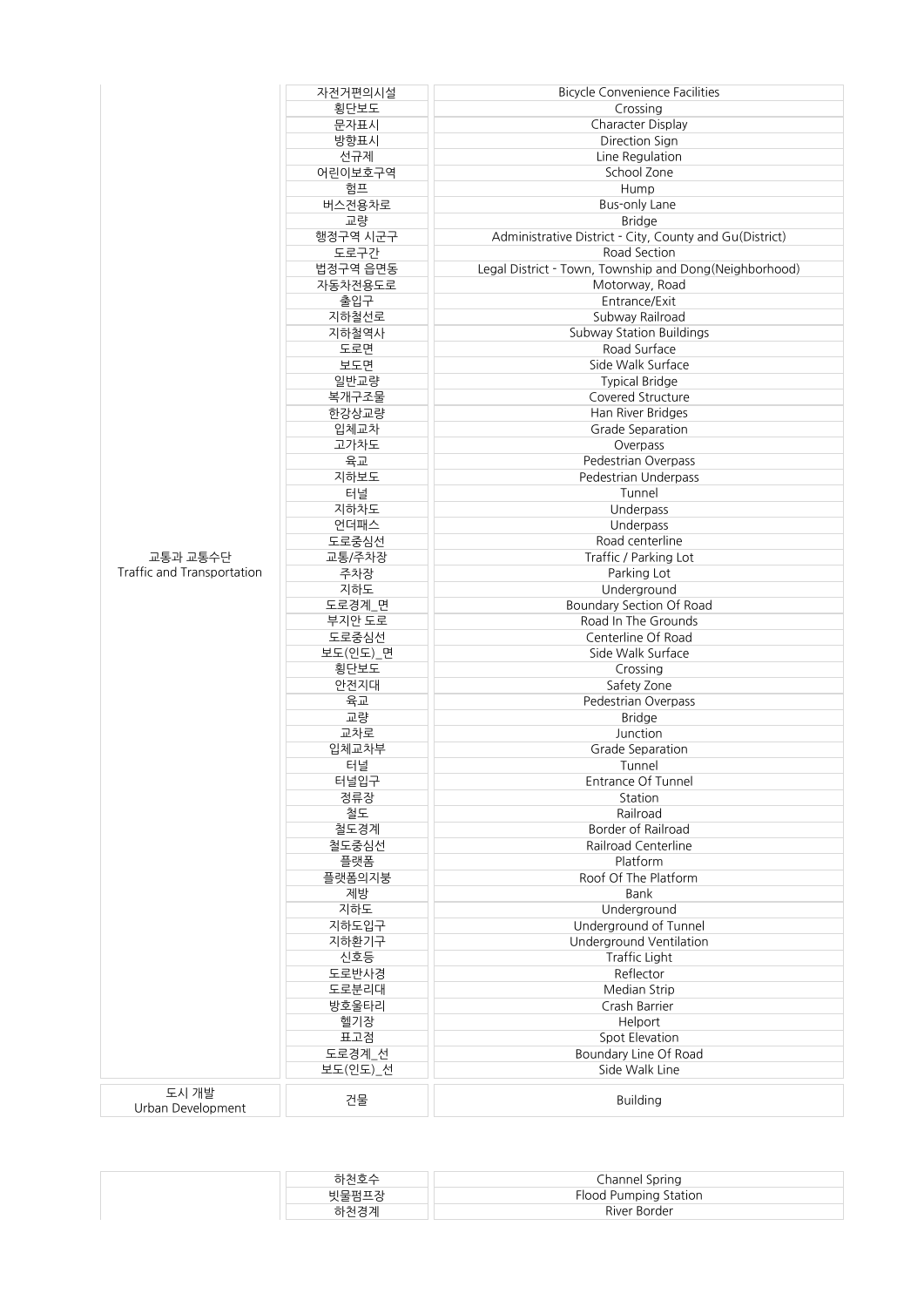| | | |
|---|---|---|
| 교통과 교통수단<br>Traffic and Transportation | 자전거편의시설 | Bicycle Convenience Facilities |
| | 횡단보도 | Crossing |
| | 문자표시 | Character Display |
| | 방향표시 | Direction Sign |
| | 선규제 | Line Regulation |
| | 어린이보호구역 | School Zone |
| | 험프 | Hump |
| | 버스전용차로 | Bus-only Lane |
| | 교량 | Bridge |
| | 행정구역 시군구 | Administrative District - City, County and Gu(District) |
| | 도로구간 | Road Section |
| | 법정구역 읍면동 | Legal District - Town, Township and Dong(Neighborhood) |
| | 자동차전용도로 | Motorway, Road |
| | 출입구 | Entrance/Exit |
| | 지하철선로 | Subway Railroad |
| | 지하철역사 | Subway Station Buildings |
| | 도로면 | Road Surface |
| | 보도면 | Side Walk Surface |
| | 일반교량 | Typical Bridge |
| | 복개구조물 | Covered Structure |
| | 한강상교량 | Han River Bridges |
| | 입체교차 | Grade Separation |
| | 고가차도 | Overpass |
| | 육교 | Pedestrian Overpass |
| | 지하보도 | Pedestrian Underpass |
| | 터널 | Tunnel |
| | 지하차도 | Underpass |
| | 언더패스 | Underpass |
| | 도로중심선 | Road centerline |
| | 교통/주차장 | Traffic / Parking Lot |
| | 주차장 | Parking Lot |
| | 지하도 | Underground |
| | 도로경계_면 | Boundary Section Of Road |
| | 부지안 도로 | Road In The Grounds |
| | 도로중심선 | Centerline Of Road |
| | 보도(인도)_면 | Side Walk Surface |
| | 횡단보도 | Crossing |
| | 안전지대 | Safety Zone |
| | 육교 | Pedestrian Overpass |
| | 교량 | Bridge |
| | 교차로 | Junction |
| | 입체교차부 | Grade Separation |
| | 터널 | Tunnel |
| | 터널입구 | Entrance Of Tunnel |
| | 정류장 | Station |
| | 철도 | Railroad |
| | 철도경계 | Border of Railroad |
| | 철도중심선 | Railroad Centerline |
| | 플랫폼 | Platform |
| | 플랫폼의지붕 | Roof Of The Platform |
| | 제방 | Bank |
| | 지하도 | Underground |
| | 지하도입구 | Underground of Tunnel |
| | 지하환기구 | Underground Ventilation |
| | 신호등 | Traffic Light |
| | 도로반사경 | Reflector |
| | 도로분리대 | Median Strip |
| | 방호울타리 | Crash Barrier |
| | 헬기장 | Helport |
| | 표고점 | Spot Elevation |
| | 도로경계_선 | Boundary Line Of Road |
| | 보도(인도)_선 | Side Walk Line |
| 도시 개발<br>Urban Development | 건물 | Building |

| | | |
|---|---|---|
| | 하천호수 | Channel Spring |
| | 빗물펌프장 | Flood Pumping Station |
| | 하천경계 | River Border |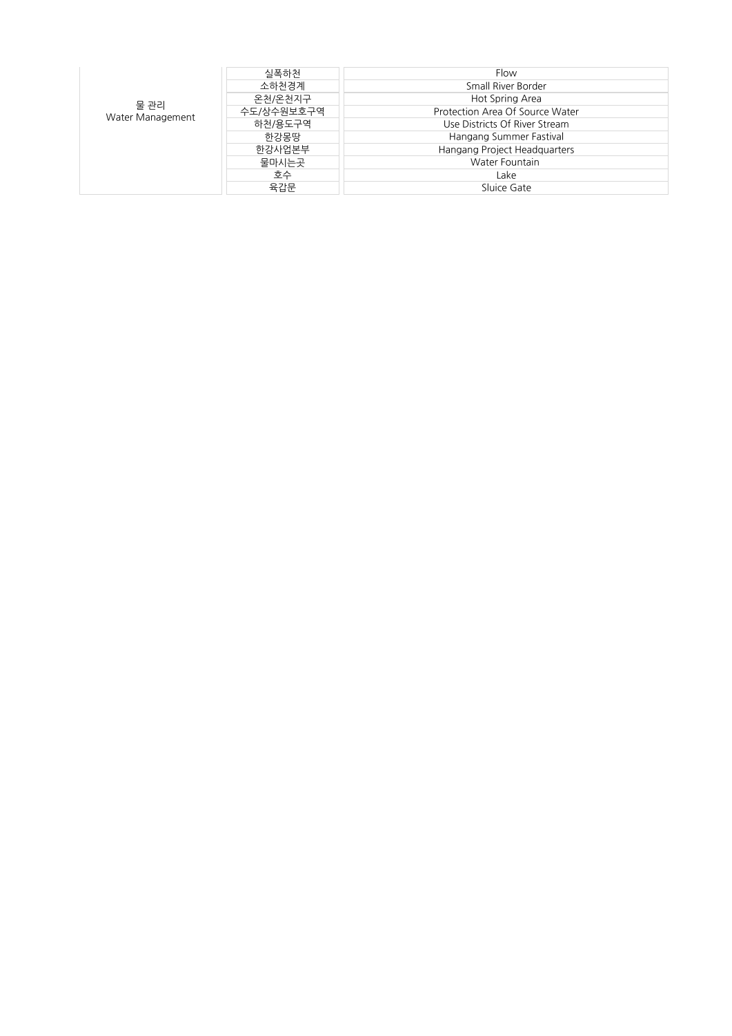| | | |
|---|---|---|
| 물 관리<br>Water Management | 실폭하천 | Flow |
| | 소하천경계 | Small River Border |
| | 온천/온천지구 | Hot Spring Area |
| | 수도/상수원보호구역 | Protection Area Of Source Water |
| | 하천/용도구역 | Use Districts Of River Stream |
| | 한강몽땅 | Hangang Summer Fastival |
| | 한강사업본부 | Hangang Project Headquarters |
| | 물마시는곳 | Water Fountain |
| | 호수 | Lake |
| | 육갑문 | Sluice Gate |